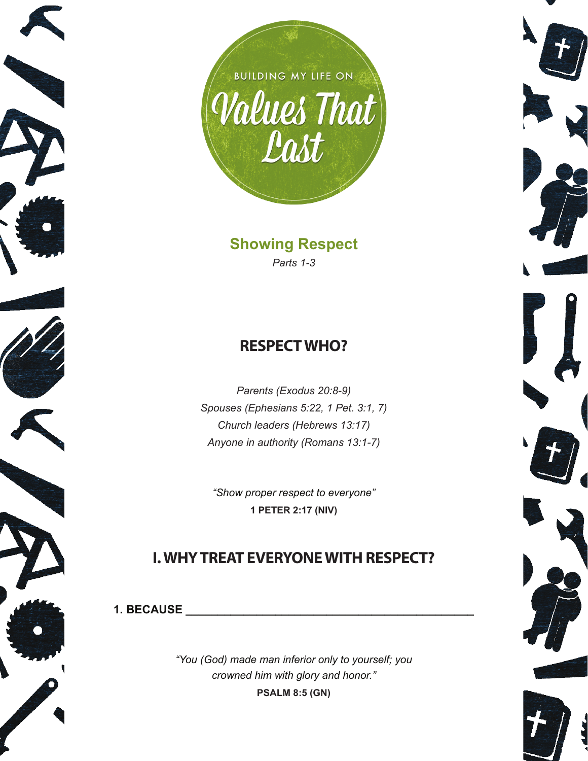BUILDING MY LIFE ON

# Values That Last

## Showing Respect

*Parts 1-3*

## RESPECT WHO?

*Parents (Exodus 20:8-9)*
*Spouses (Ephesians 5:22, 1 Pet. 3:1, 7)*
*Church leaders (Hebrews 13:17)*
*Anyone in authority (Romans 13:1-7)*

*"Show proper respect to everyone"*
**1 PETER 2:17 (NIV)**

## I. WHY TREAT EVERYONE WITH RESPECT?

**1. BECAUSE ______________________________________________**

*"You (God) made man inferior only to yourself; you crowned him with glory and honor."*
**PSALM 8:5 (GN)**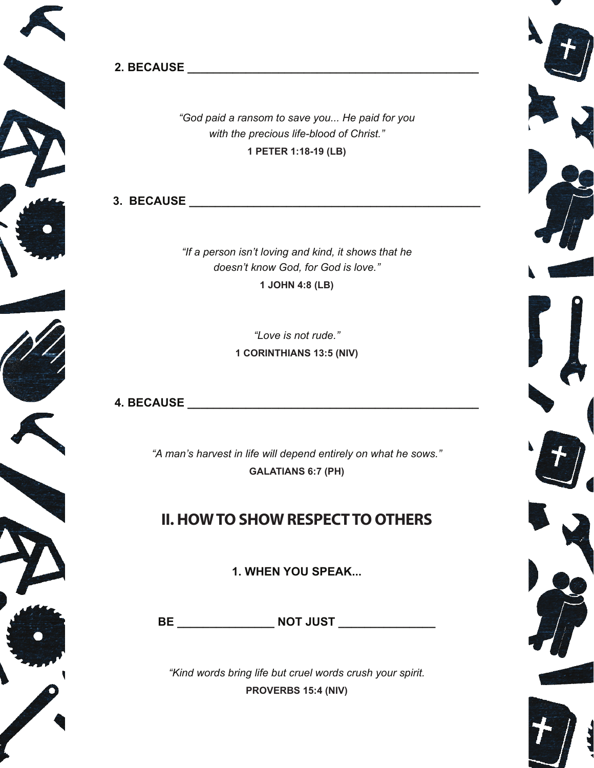**2. BECAUSE ______________________________________________**

*"God paid a ransom to save you... He paid for you with the precious life-blood of Christ."*
**1 PETER 1:18-19 (LB)**

**3. BECAUSE ______________________________________________**

*"If a person isn't loving and kind, it shows that he doesn't know God, for God is love."*
**1 JOHN 4:8 (LB)**

*"Love is not rude."*
**1 CORINTHIANS 13:5 (NIV)**

**4. BECAUSE ______________________________________________**

*"A man's harvest in life will depend entirely on what he sows."*
**GALATIANS 6:7 (PH)**

## II. HOW TO SHOW RESPECT TO OTHERS

**1. WHEN YOU SPEAK...**

**BE _______________ NOT JUST _______________**

*"Kind words bring life but cruel words crush your spirit.*
**PROVERBS 15:4 (NIV)**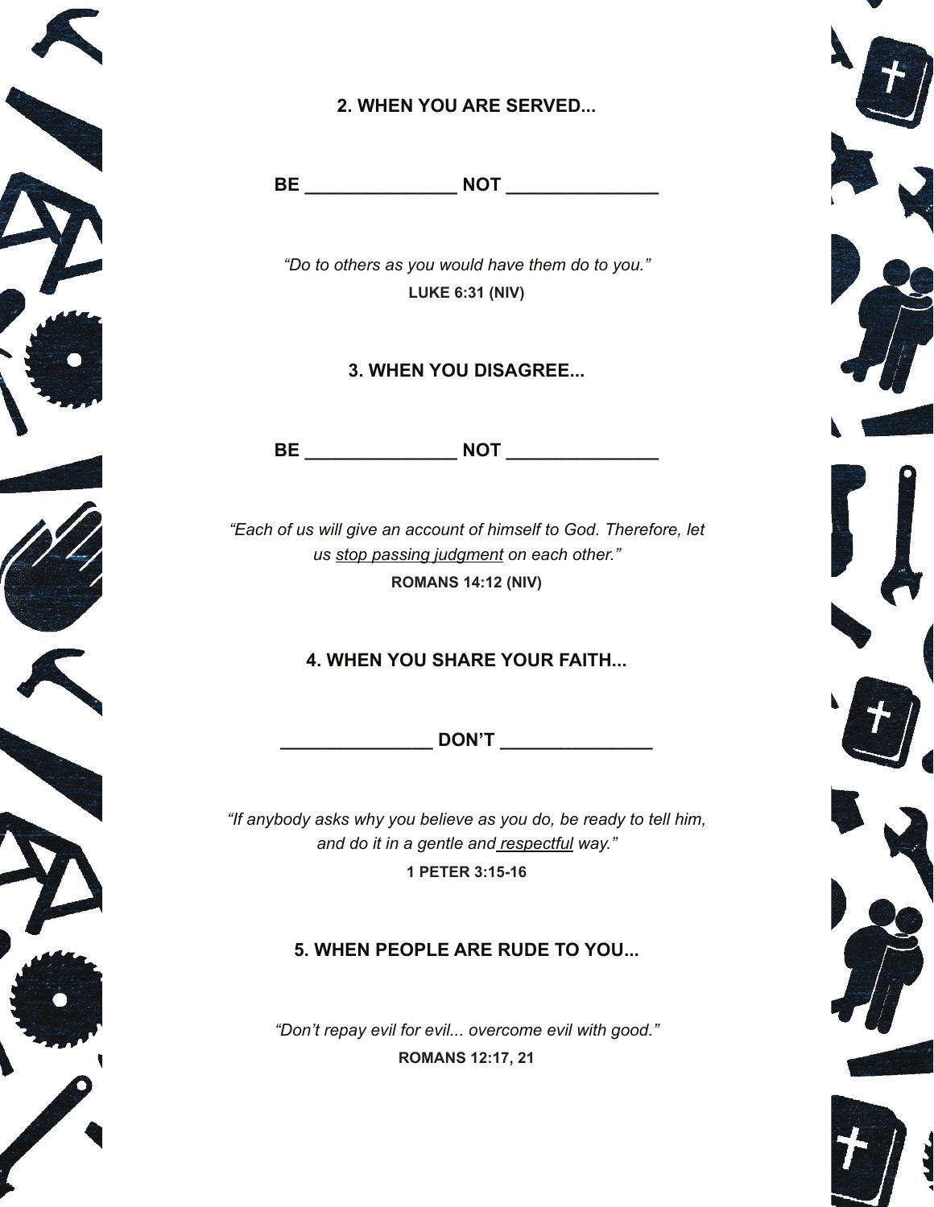## 2. WHEN YOU ARE SERVED...

**BE _______________ NOT _______________**

*"Do to others as you would have them do to you."*
**LUKE 6:31 (NIV)**

## 3. WHEN YOU DISAGREE...

**BE _______________ NOT _______________**

*"Each of us will give an account of himself to God. Therefore, let us <u>stop passing judgment</u> on each other."*
**ROMANS 14:12 (NIV)**

## 4. WHEN YOU SHARE YOUR FAITH...

**_______________ DON'T _______________**

*"If anybody asks why you believe as you do, be ready to tell him, and do it in a gentle and <u>respectful</u> way."*
**1 PETER 3:15-16**

## 5. WHEN PEOPLE ARE RUDE TO YOU...

*"Don't repay evil for evil... overcome evil with good."*
**ROMANS 12:17, 21**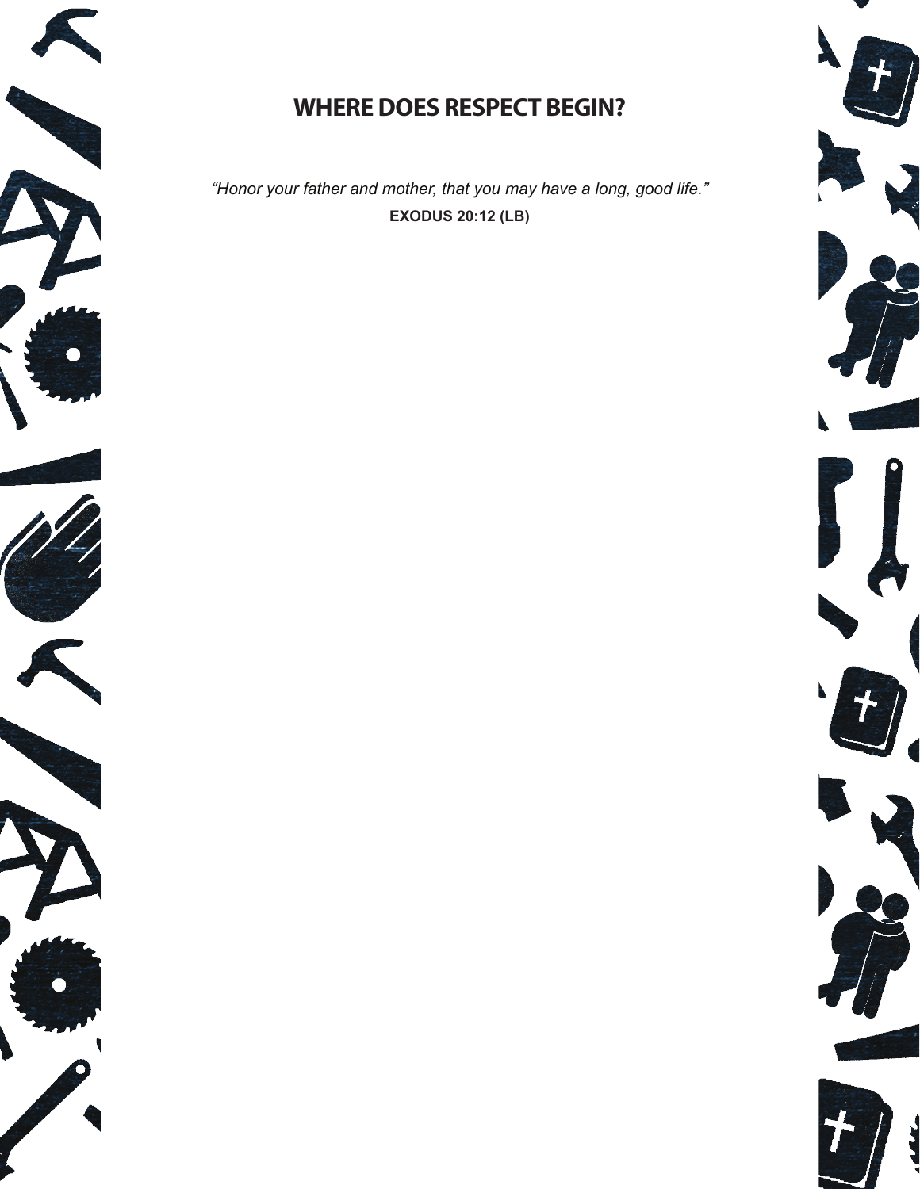# WHERE DOES RESPECT BEGIN?

*"Honor your father and mother, that you may have a long, good life."*

**EXODUS 20:12 (LB)**